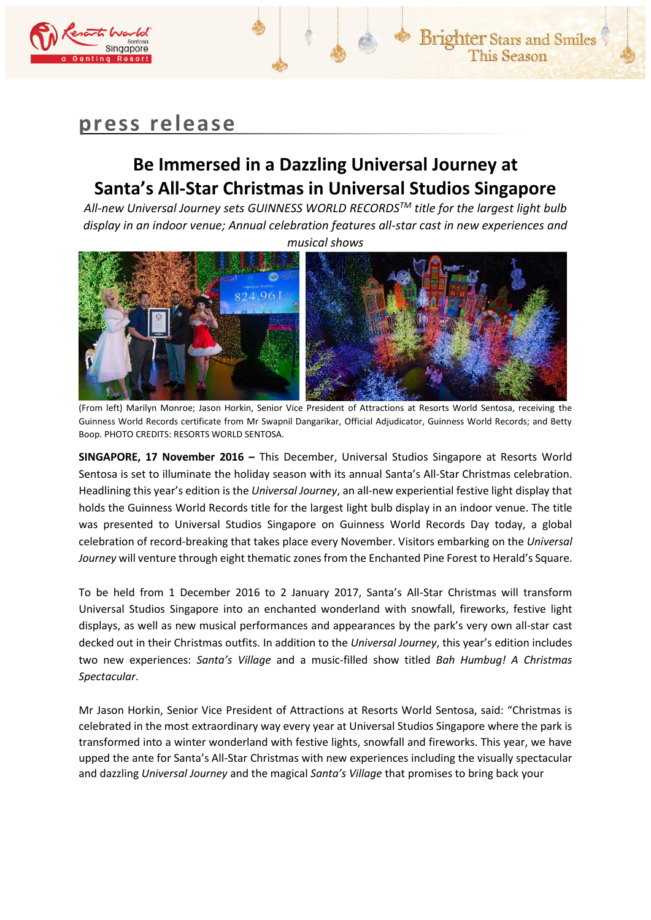press release

# Be Immersed in a Dazzling Universal Journey at Santa's All-Star Christmas in Universal Studios Singapore

*All-new Universal Journey sets GUINNESS WORLD RECORDS™ title for the largest light bulb display in an indoor venue; Annual celebration features all-star cast in new experiences and musical shows*

(From left) Marilyn Monroe; Jason Horkin, Senior Vice President of Attractions at Resorts World Sentosa, receiving the Guinness World Records certificate from Mr Swapnil Dangarikar, Official Adjudicator, Guinness World Records; and Betty Boop. PHOTO CREDITS: RESORTS WORLD SENTOSA.

**SINGAPORE, 17 November 2016 –** This December, Universal Studios Singapore at Resorts World Sentosa is set to illuminate the holiday season with its annual Santa's All-Star Christmas celebration. Headlining this year's edition is the *Universal Journey*, an all-new experiential festive light display that holds the Guinness World Records title for the largest light bulb display in an indoor venue. The title was presented to Universal Studios Singapore on Guinness World Records Day today, a global celebration of record-breaking that takes place every November. Visitors embarking on the *Universal Journey* will venture through eight thematic zones from the Enchanted Pine Forest to Herald's Square.

To be held from 1 December 2016 to 2 January 2017, Santa's All-Star Christmas will transform Universal Studios Singapore into an enchanted wonderland with snowfall, fireworks, festive light displays, as well as new musical performances and appearances by the park's very own all-star cast decked out in their Christmas outfits. In addition to the *Universal Journey*, this year's edition includes two new experiences: *Santa's Village* and a music-filled show titled *Bah Humbug! A Christmas Spectacular*.

Mr Jason Horkin, Senior Vice President of Attractions at Resorts World Sentosa, said: "Christmas is celebrated in the most extraordinary way every year at Universal Studios Singapore where the park is transformed into a winter wonderland with festive lights, snowfall and fireworks. This year, we have upped the ante for Santa's All-Star Christmas with new experiences including the visually spectacular and dazzling *Universal Journey* and the magical *Santa's Village* that promises to bring back your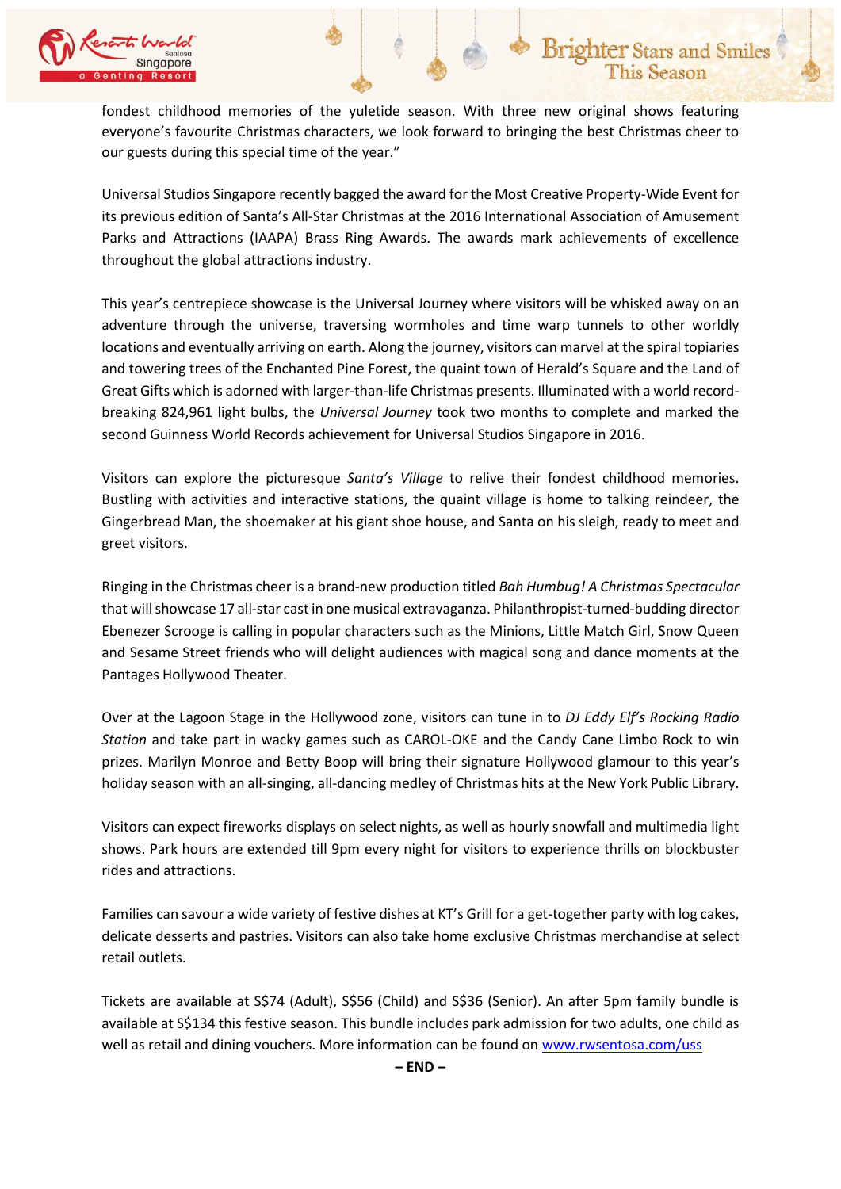fondest childhood memories of the yuletide season. With three new original shows featuring everyone's favourite Christmas characters, we look forward to bringing the best Christmas cheer to our guests during this special time of the year."

Universal Studios Singapore recently bagged the award for the Most Creative Property-Wide Event for its previous edition of Santa's All-Star Christmas at the 2016 International Association of Amusement Parks and Attractions (IAAPA) Brass Ring Awards. The awards mark achievements of excellence throughout the global attractions industry.

This year's centrepiece showcase is the Universal Journey where visitors will be whisked away on an adventure through the universe, traversing wormholes and time warp tunnels to other worldly locations and eventually arriving on earth. Along the journey, visitors can marvel at the spiral topiaries and towering trees of the Enchanted Pine Forest, the quaint town of Herald's Square and the Land of Great Gifts which is adorned with larger-than-life Christmas presents. Illuminated with a world record-breaking 824,961 light bulbs, the *Universal Journey* took two months to complete and marked the second Guinness World Records achievement for Universal Studios Singapore in 2016.

Visitors can explore the picturesque *Santa's Village* to relive their fondest childhood memories. Bustling with activities and interactive stations, the quaint village is home to talking reindeer, the Gingerbread Man, the shoemaker at his giant shoe house, and Santa on his sleigh, ready to meet and greet visitors.

Ringing in the Christmas cheer is a brand-new production titled *Bah Humbug! A Christmas Spectacular* that will showcase 17 all-star cast in one musical extravaganza. Philanthropist-turned-budding director Ebenezer Scrooge is calling in popular characters such as the Minions, Little Match Girl, Snow Queen and Sesame Street friends who will delight audiences with magical song and dance moments at the Pantages Hollywood Theater.

Over at the Lagoon Stage in the Hollywood zone, visitors can tune in to *DJ Eddy Elf's Rocking Radio Station* and take part in wacky games such as CAROL-OKE and the Candy Cane Limbo Rock to win prizes. Marilyn Monroe and Betty Boop will bring their signature Hollywood glamour to this year's holiday season with an all-singing, all-dancing medley of Christmas hits at the New York Public Library.

Visitors can expect fireworks displays on select nights, as well as hourly snowfall and multimedia light shows. Park hours are extended till 9pm every night for visitors to experience thrills on blockbuster rides and attractions.

Families can savour a wide variety of festive dishes at KT's Grill for a get-together party with log cakes, delicate desserts and pastries. Visitors can also take home exclusive Christmas merchandise at select retail outlets.

Tickets are available at S$74 (Adult), S$56 (Child) and S$36 (Senior). An after 5pm family bundle is available at S$134 this festive season. This bundle includes park admission for two adults, one child as well as retail and dining vouchers. More information can be found on [www.rwsentosa.com/uss](http://www.rwsentosa.com/uss)

**– END –**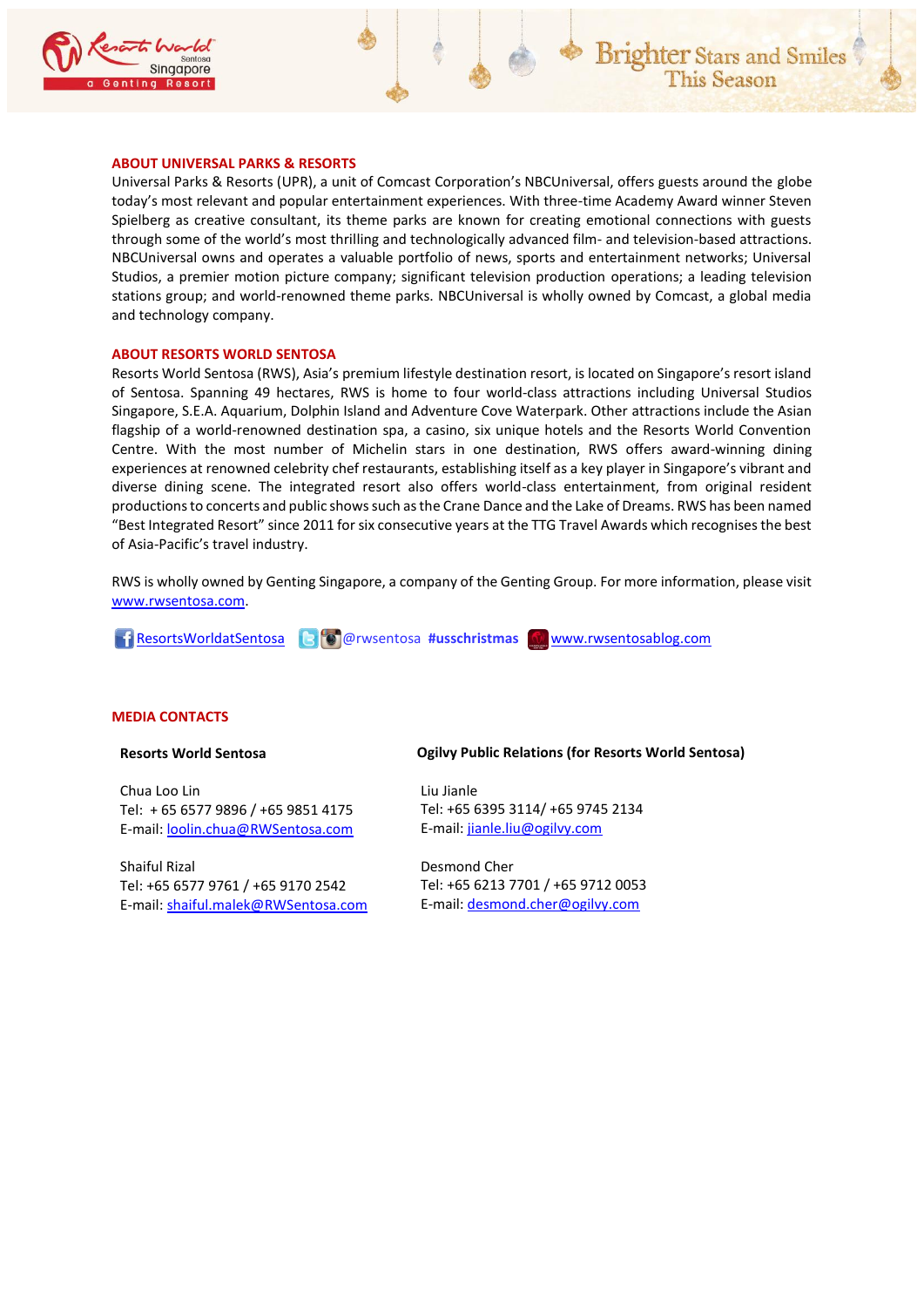## ABOUT UNIVERSAL PARKS & RESORTS

Universal Parks & Resorts (UPR), a unit of Comcast Corporation's NBCUniversal, offers guests around the globe today's most relevant and popular entertainment experiences. With three-time Academy Award winner Steven Spielberg as creative consultant, its theme parks are known for creating emotional connections with guests through some of the world's most thrilling and technologically advanced film- and television-based attractions. NBCUniversal owns and operates a valuable portfolio of news, sports and entertainment networks; Universal Studios, a premier motion picture company; significant television production operations; a leading television stations group; and world-renowned theme parks. NBCUniversal is wholly owned by Comcast, a global media and technology company.

## ABOUT RESORTS WORLD SENTOSA

Resorts World Sentosa (RWS), Asia's premium lifestyle destination resort, is located on Singapore's resort island of Sentosa. Spanning 49 hectares, RWS is home to four world-class attractions including Universal Studios Singapore, S.E.A. Aquarium, Dolphin Island and Adventure Cove Waterpark. Other attractions include the Asian flagship of a world-renowned destination spa, a casino, six unique hotels and the Resorts World Convention Centre. With the most number of Michelin stars in one destination, RWS offers award-winning dining experiences at renowned celebrity chef restaurants, establishing itself as a key player in Singapore's vibrant and diverse dining scene. The integrated resort also offers world-class entertainment, from original resident productions to concerts and public shows such as the Crane Dance and the Lake of Dreams. RWS has been named "Best Integrated Resort" since 2011 for six consecutive years at the TTG Travel Awards which recognises the best of Asia-Pacific's travel industry.

RWS is wholly owned by Genting Singapore, a company of the Genting Group. For more information, please visit www.rwsentosa.com.

ResortsWorldatSentosa @rwsentosa **#usschristmas** www.rwsentosablog.com

## MEDIA CONTACTS

**Resorts World Sentosa**

Chua Loo Lin
Tel: + 65 6577 9896 / +65 9851 4175
E-mail: loolin.chua@RWSentosa.com

Shaiful Rizal
Tel: +65 6577 9761 / +65 9170 2542
E-mail: shaiful.malek@RWSentosa.com

**Ogilvy Public Relations (for Resorts World Sentosa)**

Liu Jianle
Tel: +65 6395 3114/ +65 9745 2134
E-mail: jianle.liu@ogilvy.com

Desmond Cher
Tel: +65 6213 7701 / +65 9712 0053
E-mail: desmond.cher@ogilvy.com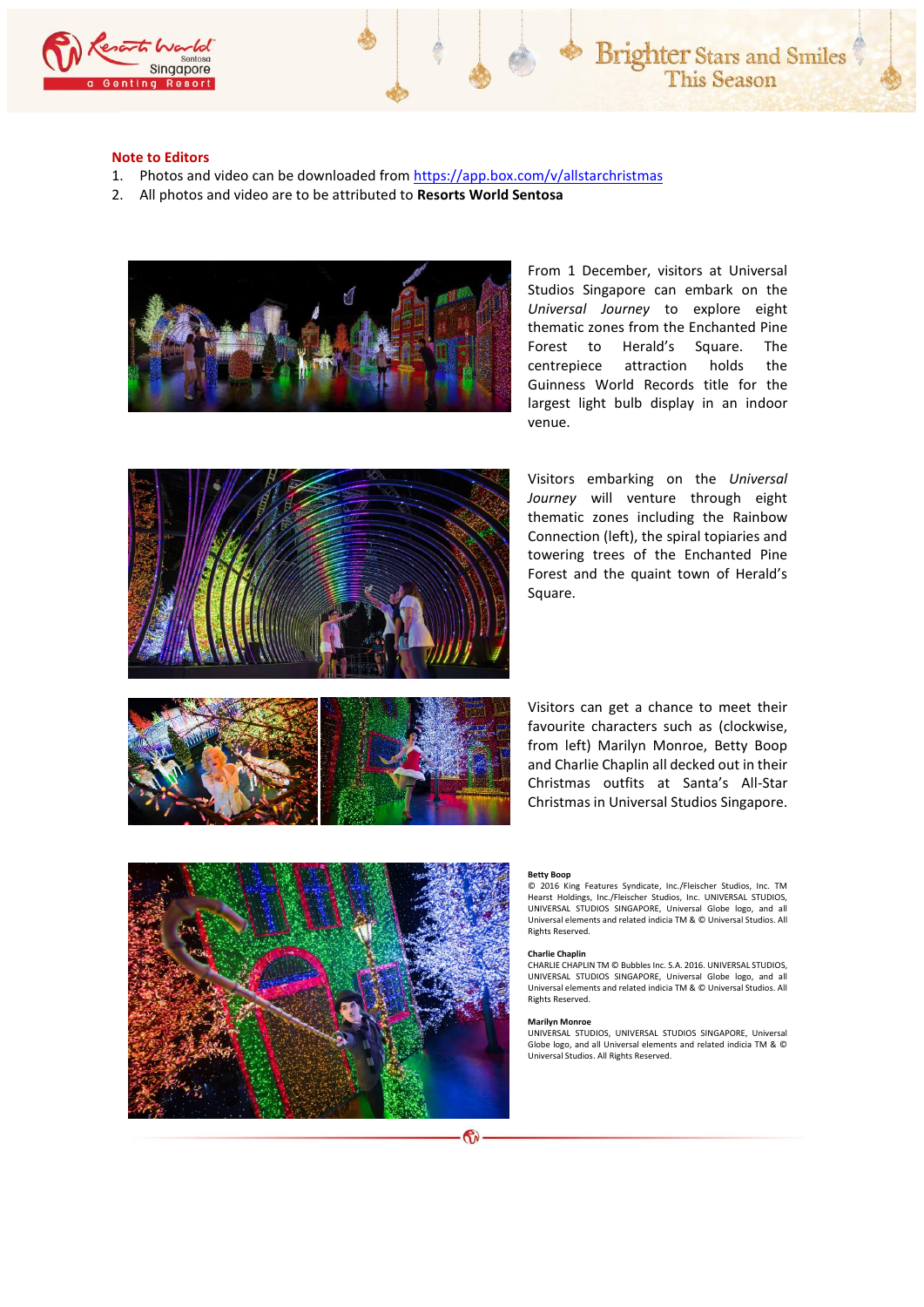**Note to Editors**

1. Photos and video can be downloaded from [https://app.box.com/v/allstarchristmas](https://app.box.com/v/allstarchristmas)
2. All photos and video are to be attributed to **Resorts World Sentosa**

From 1 December, visitors at Universal Studios Singapore can embark on the *Universal Journey* to explore eight thematic zones from the Enchanted Pine Forest to Herald's Square. The centrepiece attraction holds the Guinness World Records title for the largest light bulb display in an indoor venue.

Visitors embarking on the *Universal Journey* will venture through eight thematic zones including the Rainbow Connection (left), the spiral topiaries and towering trees of the Enchanted Pine Forest and the quaint town of Herald's Square.

Visitors can get a chance to meet their favourite characters such as (clockwise, from left) Marilyn Monroe, Betty Boop and Charlie Chaplin all decked out in their Christmas outfits at Santa's All-Star Christmas in Universal Studios Singapore.

**Betty Boop**
© 2016 King Features Syndicate, Inc./Fleischer Studios, Inc. TM Hearst Holdings, Inc./Fleischer Studios, Inc. UNIVERSAL STUDIOS, UNIVERSAL STUDIOS SINGAPORE, Universal Globe logo, and all Universal elements and related indicia TM & © Universal Studios. All Rights Reserved.

**Charlie Chaplin**
CHARLIE CHAPLIN TM © Bubbles Inc. S.A. 2016. UNIVERSAL STUDIOS, UNIVERSAL STUDIOS SINGAPORE, Universal Globe logo, and all Universal elements and related indicia TM & © Universal Studios. All Rights Reserved.

**Marilyn Monroe**
UNIVERSAL STUDIOS, UNIVERSAL STUDIOS SINGAPORE, Universal Globe logo, and all Universal elements and related indicia TM & © Universal Studios. All Rights Reserved.